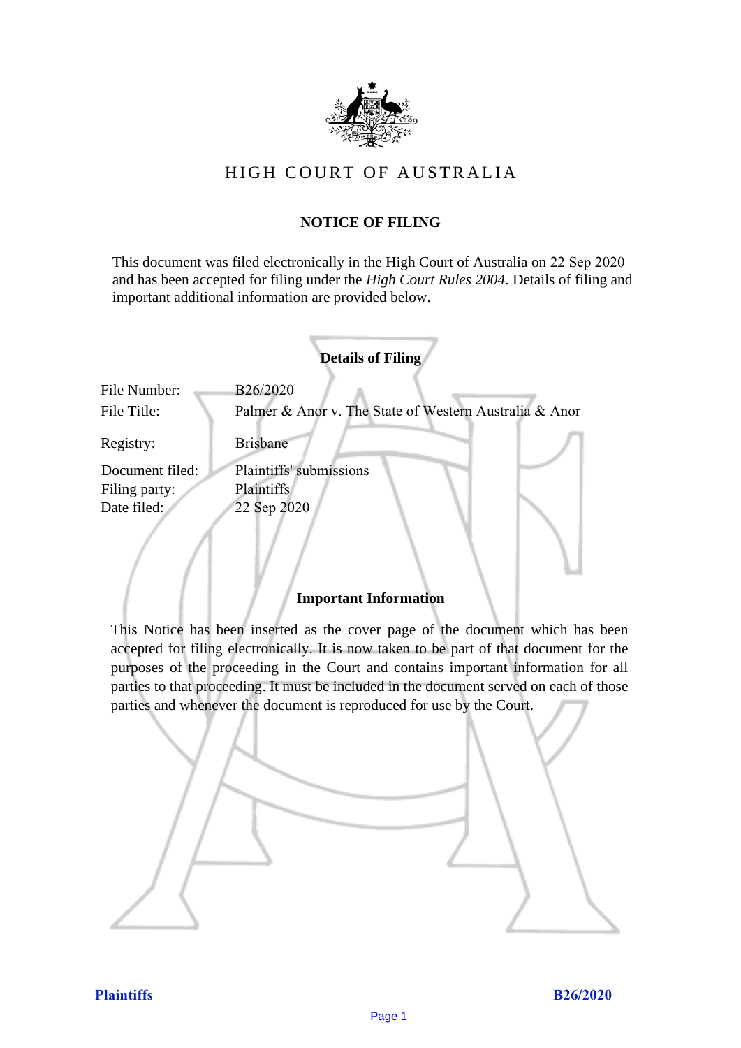# HIGH COURT OF AUSTRALIA

## NOTICE OF FILING

This document was filed electronically in the High Court of Australia on 22 Sep 2020 and has been accepted for filing under the *High Court Rules 2004*. Details of filing and important additional information are provided below.

### Details of Filing

| | |
|---|---|
| File Number: | B26/2020 |
| File Title: | Palmer & Anor v. The State of Western Australia & Anor |
| Registry: | Brisbane |
| Document filed: | Plaintiffs' submissions |
| Filing party: | Plaintiffs |
| Date filed: | 22 Sep 2020 |

### Important Information

This Notice has been inserted as the cover page of the document which has been accepted for filing electronically. It is now taken to be part of that document for the purposes of the proceeding in the Court and contains important information for all parties to that proceeding. It must be included in the document served on each of those parties and whenever the document is reproduced for use by the Court.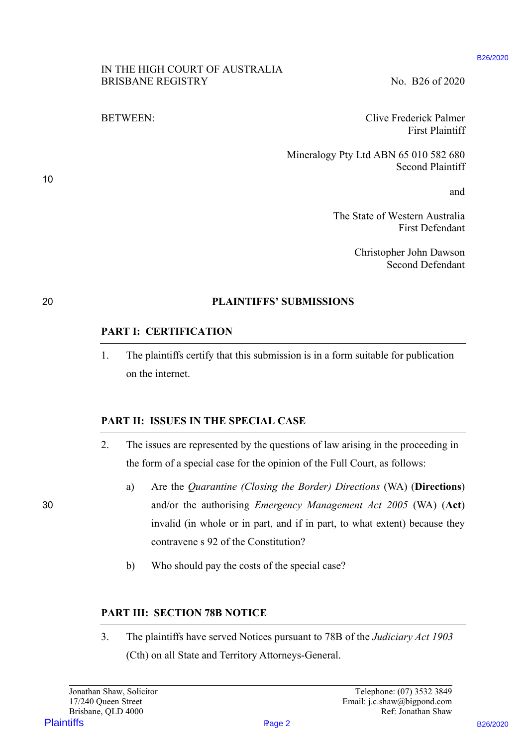IN THE HIGH COURT OF AUSTRALIA
BRISBANE REGISTRY

No. B26 of 2020

BETWEEN:

Clive Frederick Palmer
First Plaintiff

Mineralogy Pty Ltd ABN 65 010 582 680
Second Plaintiff

and

The State of Western Australia
First Defendant

Christopher John Dawson
Second Defendant

## PLAINTIFFS' SUBMISSIONS

### PART I: CERTIFICATION

1. The plaintiffs certify that this submission is in a form suitable for publication on the internet.

### PART II: ISSUES IN THE SPECIAL CASE

2. The issues are represented by the questions of law arising in the proceeding in the form of a special case for the opinion of the Full Court, as follows:

    a) Are the *Quarantine (Closing the Border) Directions* (WA) (**Directions**) and/or the authorising *Emergency Management Act 2005* (WA) (**Act**) invalid (in whole or in part, and if in part, to what extent) because they contravene s 92 of the Constitution?

    b) Who should pay the costs of the special case?

### PART III: SECTION 78B NOTICE

3. The plaintiffs have served Notices pursuant to 78B of the *Judiciary Act 1903* (Cth) on all State and Territory Attorneys-General.

Jonathan Shaw, Solicitor
17/240 Queen Street
Brisbane, QLD 4000

Telephone: (07) 3532 3849
Email: j.c.shaw@bigpond.com
Ref: Jonathan Shaw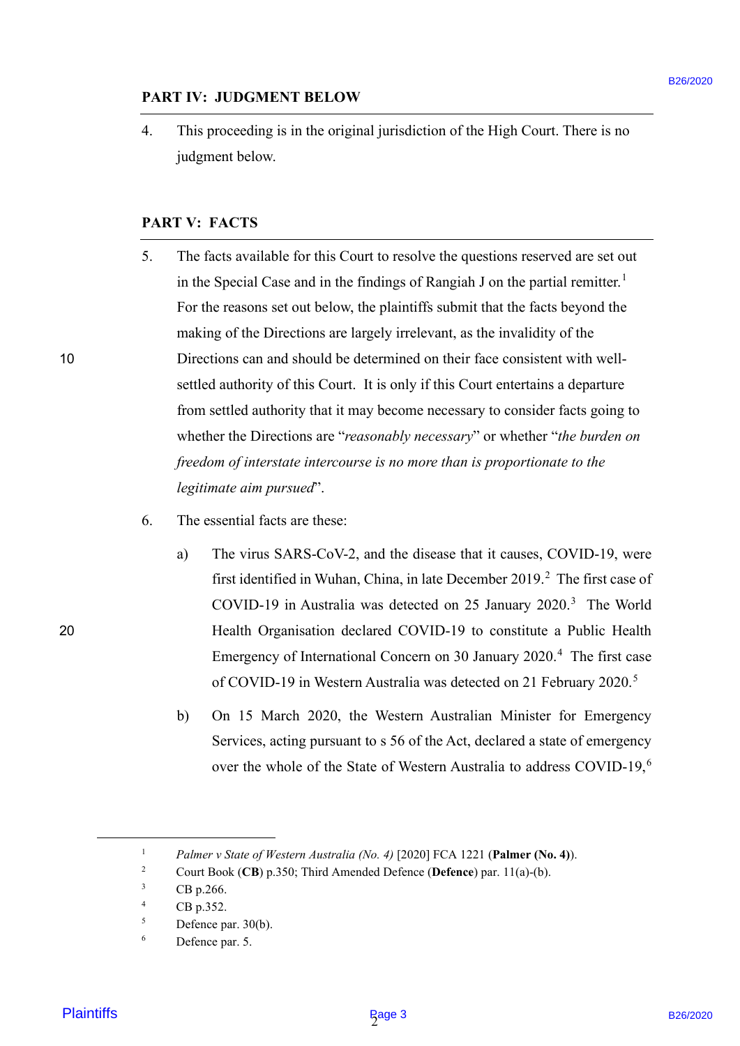## PART IV: JUDGMENT BELOW

4. This proceeding is in the original jurisdiction of the High Court. There is no judgment below.

## PART V: FACTS

5. The facts available for this Court to resolve the questions reserved are set out in the Special Case and in the findings of Rangiah J on the partial remitter.[1] For the reasons set out below, the plaintiffs submit that the facts beyond the making of the Directions are largely irrelevant, as the invalidity of the Directions can and should be determined on their face consistent with well-settled authority of this Court. It is only if this Court entertains a departure from settled authority that it may become necessary to consider facts going to whether the Directions are "*reasonably necessary*" or whether "*the burden on freedom of interstate intercourse is no more than is proportionate to the legitimate aim pursued*".

6. The essential facts are these:

   a) The virus SARS-CoV-2, and the disease that it causes, COVID-19, were first identified in Wuhan, China, in late December 2019.[2] The first case of COVID-19 in Australia was detected on 25 January 2020.[3] The World Health Organisation declared COVID-19 to constitute a Public Health Emergency of International Concern on 30 January 2020.[4] The first case of COVID-19 in Western Australia was detected on 21 February 2020.[5]

   b) On 15 March 2020, the Western Australian Minister for Emergency Services, acting pursuant to s 56 of the Act, declared a state of emergency over the whole of the State of Western Australia to address COVID-19,[6]

---

[1] *Palmer v State of Western Australia (No. 4)* [2020] FCA 1221 (**Palmer (No. 4)**).

[2] Court Book (**CB**) p.350; Third Amended Defence (**Defence**) par. 11(a)-(b).

[3] CB p.266.

[4] CB p.352.

[5] Defence par. 30(b).

[6] Defence par. 5.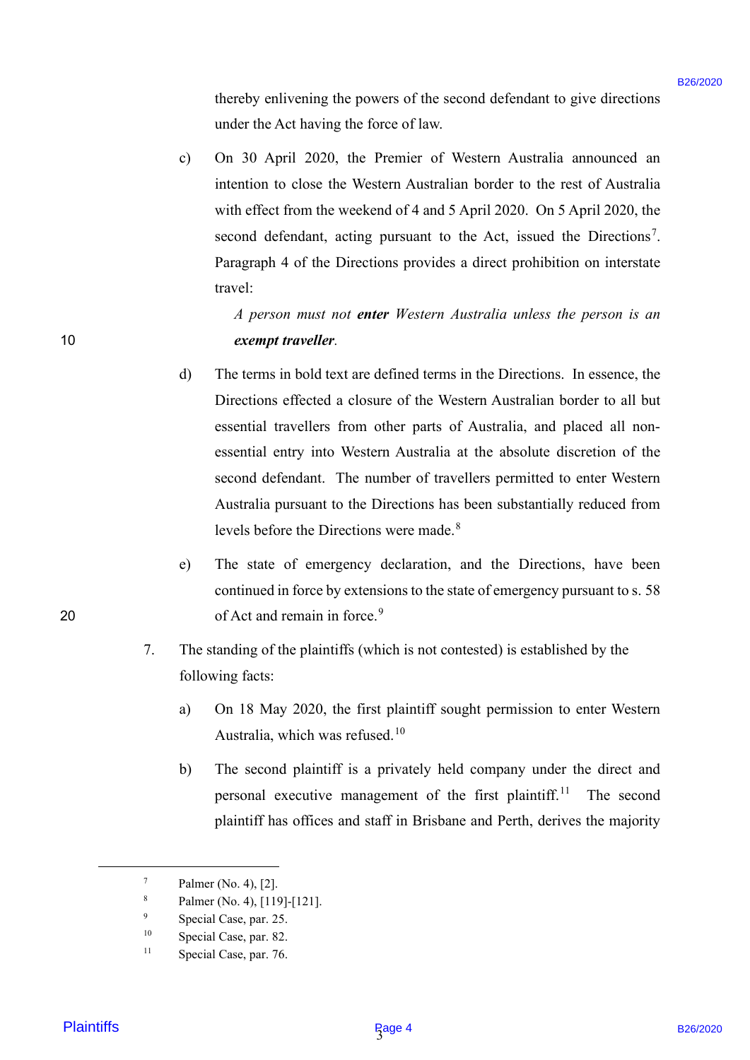thereby enlivening the powers of the second defendant to give directions under the Act having the force of law.

c) On 30 April 2020, the Premier of Western Australia announced an intention to close the Western Australian border to the rest of Australia with effect from the weekend of 4 and 5 April 2020. On 5 April 2020, the second defendant, acting pursuant to the Act, issued the Directions[7]. Paragraph 4 of the Directions provides a direct prohibition on interstate travel:

> *A person must not* ***enter*** *Western Australia unless the person is an* ***exempt traveller****.*

d) The terms in bold text are defined terms in the Directions. In essence, the Directions effected a closure of the Western Australian border to all but essential travellers from other parts of Australia, and placed all non-essential entry into Western Australia at the absolute discretion of the second defendant. The number of travellers permitted to enter Western Australia pursuant to the Directions has been substantially reduced from levels before the Directions were made.[8]

e) The state of emergency declaration, and the Directions, have been continued in force by extensions to the state of emergency pursuant to s. 58 of Act and remain in force.[9]

7. The standing of the plaintiffs (which is not contested) is established by the following facts:

a) On 18 May 2020, the first plaintiff sought permission to enter Western Australia, which was refused.[10]

b) The second plaintiff is a privately held company under the direct and personal executive management of the first plaintiff.[11] The second plaintiff has offices and staff in Brisbane and Perth, derives the majority

---

[7] Palmer (No. 4), [2].

[8] Palmer (No. 4), [119]-[121].

[9] Special Case, par. 25.

[10] Special Case, par. 82.

[11] Special Case, par. 76.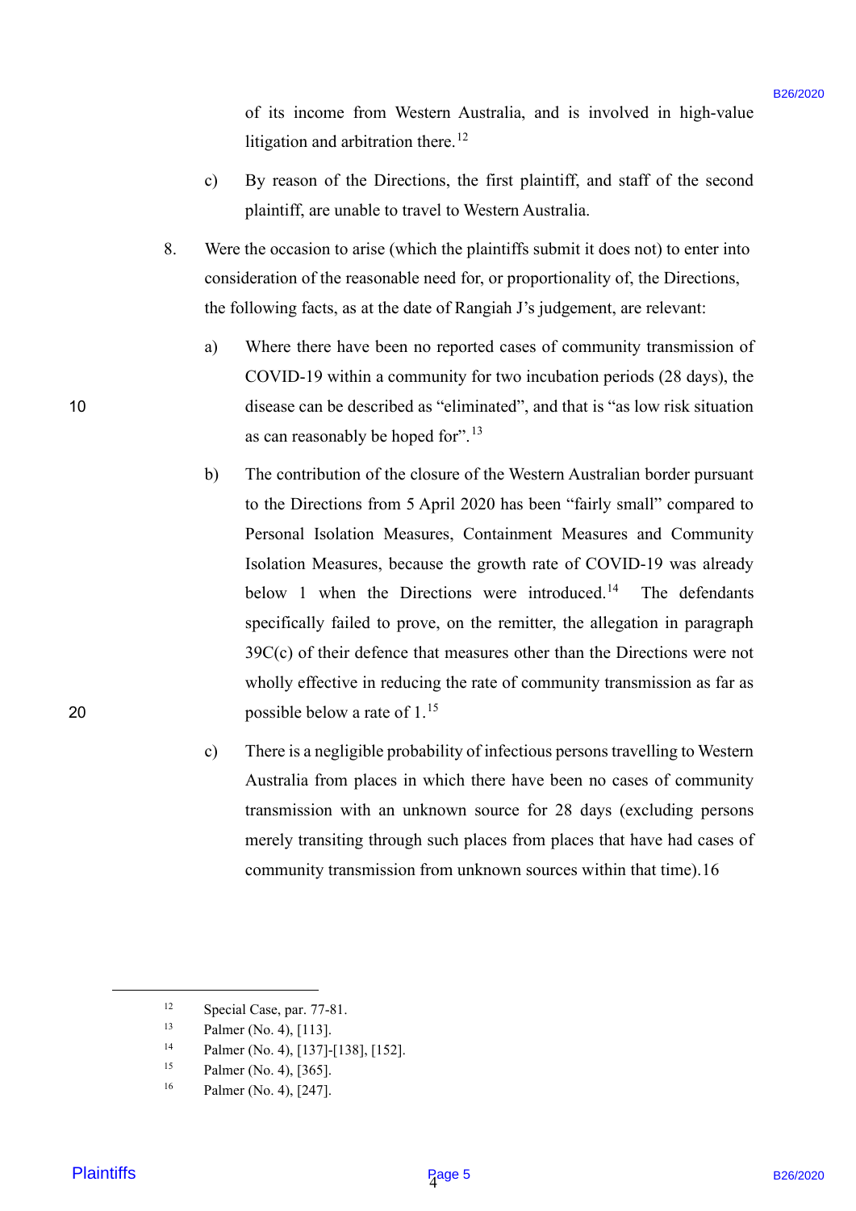of its income from Western Australia, and is involved in high-value litigation and arbitration there.[12]

c) By reason of the Directions, the first plaintiff, and staff of the second plaintiff, are unable to travel to Western Australia.

8. Were the occasion to arise (which the plaintiffs submit it does not) to enter into consideration of the reasonable need for, or proportionality of, the Directions, the following facts, as at the date of Rangiah J's judgement, are relevant:

a) Where there have been no reported cases of community transmission of COVID-19 within a community for two incubation periods (28 days), the disease can be described as "eliminated", and that is "as low risk situation as can reasonably be hoped for".[13]

b) The contribution of the closure of the Western Australian border pursuant to the Directions from 5 April 2020 has been "fairly small" compared to Personal Isolation Measures, Containment Measures and Community Isolation Measures, because the growth rate of COVID-19 was already below 1 when the Directions were introduced.[14] The defendants specifically failed to prove, on the remitter, the allegation in paragraph 39C(c) of their defence that measures other than the Directions were not wholly effective in reducing the rate of community transmission as far as possible below a rate of 1.[15]

c) There is a negligible probability of infectious persons travelling to Western Australia from places in which there have been no cases of community transmission with an unknown source for 28 days (excluding persons merely transiting through such places from places that have had cases of community transmission from unknown sources within that time).16

---

[12] Special Case, par. 77-81.

[13] Palmer (No. 4), [113].

[14] Palmer (No. 4), [137]-[138], [152].

[15] Palmer (No. 4), [365].

[16] Palmer (No. 4), [247].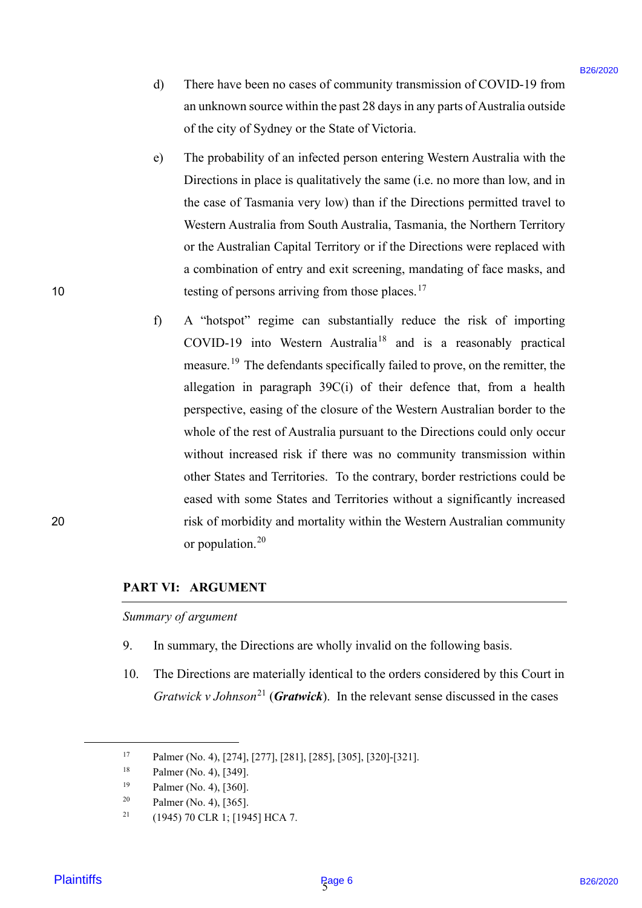d) There have been no cases of community transmission of COVID-19 from an unknown source within the past 28 days in any parts of Australia outside of the city of Sydney or the State of Victoria.

e) The probability of an infected person entering Western Australia with the Directions in place is qualitatively the same (i.e. no more than low, and in the case of Tasmania very low) than if the Directions permitted travel to Western Australia from South Australia, Tasmania, the Northern Territory or the Australian Capital Territory or if the Directions were replaced with a combination of entry and exit screening, mandating of face masks, and testing of persons arriving from those places.[17]

f) A "hotspot" regime can substantially reduce the risk of importing COVID-19 into Western Australia[18] and is a reasonably practical measure.[19] The defendants specifically failed to prove, on the remitter, the allegation in paragraph 39C(i) of their defence that, from a health perspective, easing of the closure of the Western Australian border to the whole of the rest of Australia pursuant to the Directions could only occur without increased risk if there was no community transmission within other States and Territories. To the contrary, border restrictions could be eased with some States and Territories without a significantly increased risk of morbidity and mortality within the Western Australian community or population.[20]

## PART VI: ARGUMENT

*Summary of argument*

9. In summary, the Directions are wholly invalid on the following basis.

10. The Directions are materially identical to the orders considered by this Court in *Gratwick v Johnson*[21] (***Gratwick***). In the relevant sense discussed in the cases

---

[17] Palmer (No. 4), [274], [277], [281], [285], [305], [320]-[321].

[18] Palmer (No. 4), [349].

[19] Palmer (No. 4), [360].

[20] Palmer (No. 4), [365].

[21] (1945) 70 CLR 1; [1945] HCA 7.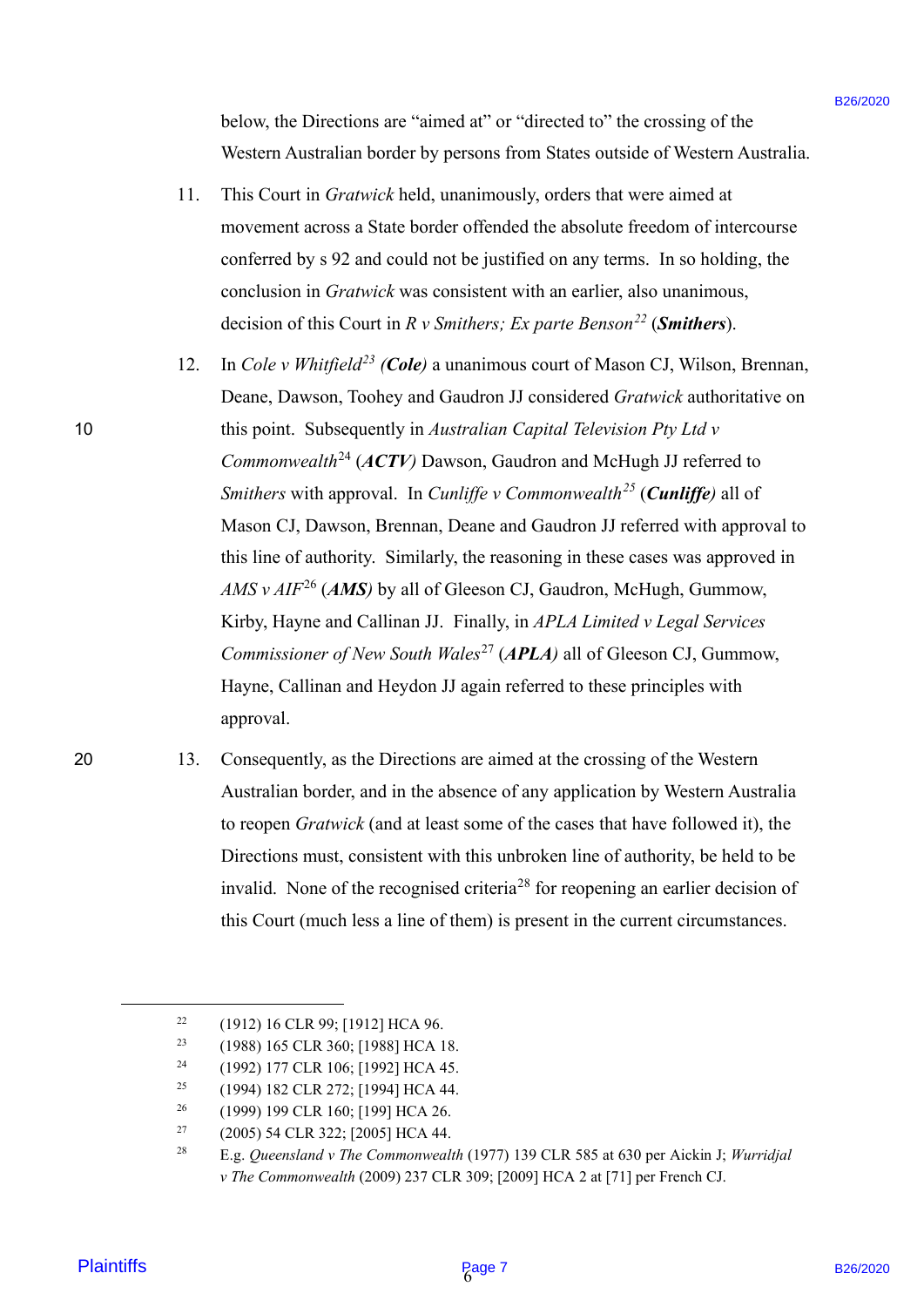below, the Directions are "aimed at" or "directed to" the crossing of the Western Australian border by persons from States outside of Western Australia.

11. This Court in *Gratwick* held, unanimously, orders that were aimed at movement across a State border offended the absolute freedom of intercourse conferred by s 92 and could not be justified on any terms. In so holding, the conclusion in *Gratwick* was consistent with an earlier, also unanimous, decision of this Court in *R v Smithers; Ex parte Benson*[22] (***Smithers***).

12. In *Cole v Whitfield*[23] ***(Cole)*** a unanimous court of Mason CJ, Wilson, Brennan, Deane, Dawson, Toohey and Gaudron JJ considered *Gratwick* authoritative on this point. Subsequently in *Australian Capital Television Pty Ltd v Commonwealth*[24] (***ACTV)*** Dawson, Gaudron and McHugh JJ referred to *Smithers* with approval. In *Cunliffe v Commonwealth*[25] (***Cunliffe)*** all of Mason CJ, Dawson, Brennan, Deane and Gaudron JJ referred with approval to this line of authority. Similarly, the reasoning in these cases was approved in *AMS v AIF*[26] (***AMS)*** by all of Gleeson CJ, Gaudron, McHugh, Gummow, Kirby, Hayne and Callinan JJ. Finally, in *APLA Limited v Legal Services Commissioner of New South Wales*[27] (***APLA)*** all of Gleeson CJ, Gummow, Hayne, Callinan and Heydon JJ again referred to these principles with approval.

13. Consequently, as the Directions are aimed at the crossing of the Western Australian border, and in the absence of any application by Western Australia to reopen *Gratwick* (and at least some of the cases that have followed it), the Directions must, consistent with this unbroken line of authority, be held to be invalid. None of the recognised criteria[28] for reopening an earlier decision of this Court (much less a line of them) is present in the current circumstances.

---

[22] (1912) 16 CLR 99; [1912] HCA 96.

[23] (1988) 165 CLR 360; [1988] HCA 18.

[24] (1992) 177 CLR 106; [1992] HCA 45.

[25] (1994) 182 CLR 272; [1994] HCA 44.

[26] (1999) 199 CLR 160; [199] HCA 26.

[27] (2005) 54 CLR 322; [2005] HCA 44.

[28] E.g. *Queensland v The Commonwealth* (1977) 139 CLR 585 at 630 per Aickin J; *Wurridjal v The Commonwealth* (2009) 237 CLR 309; [2009] HCA 2 at [71] per French CJ.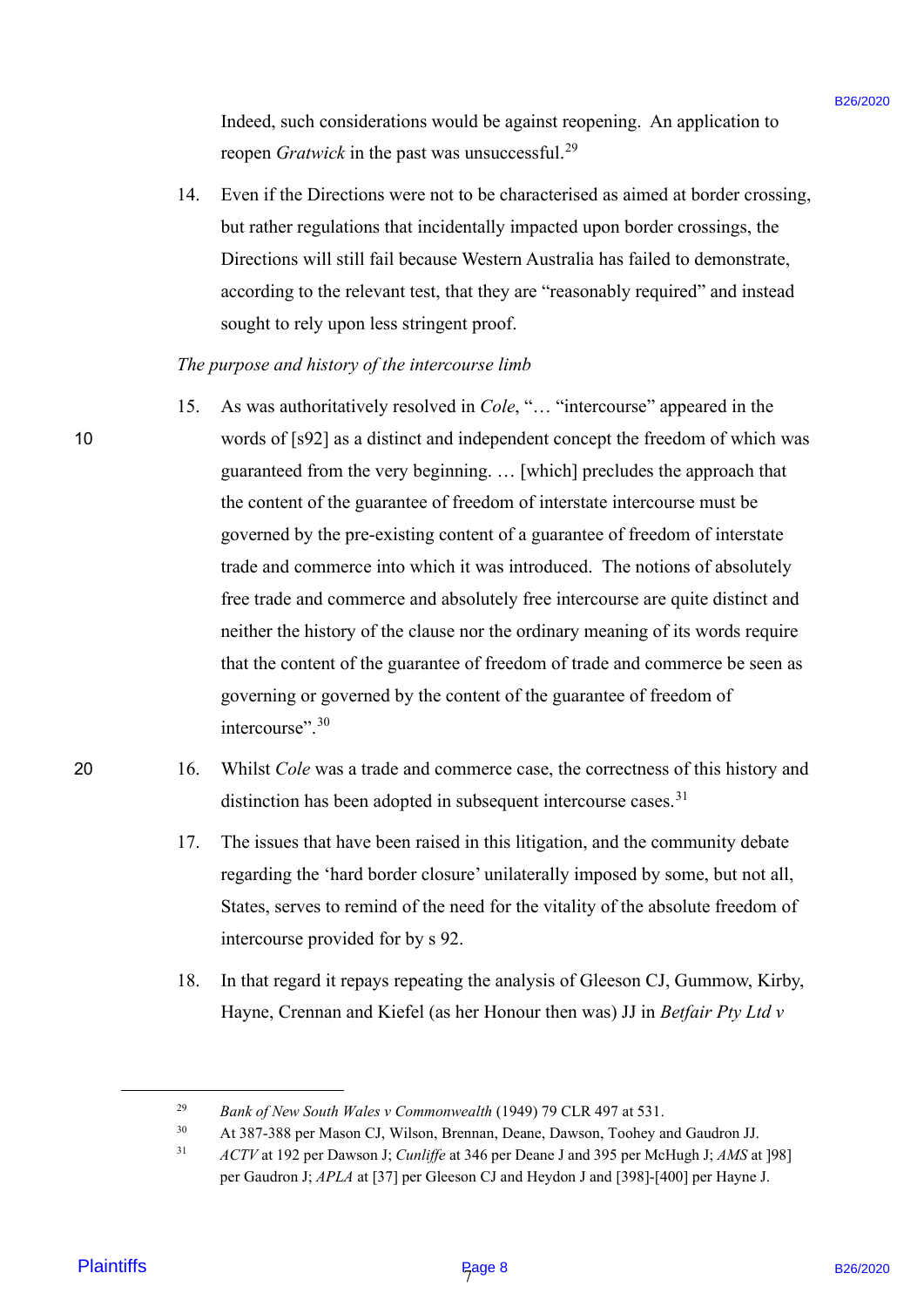Indeed, such considerations would be against reopening. An application to reopen *Gratwick* in the past was unsuccessful.[29]

14. Even if the Directions were not to be characterised as aimed at border crossing, but rather regulations that incidentally impacted upon border crossings, the Directions will still fail because Western Australia has failed to demonstrate, according to the relevant test, that they are "reasonably required" and instead sought to rely upon less stringent proof.

*The purpose and history of the intercourse limb*

15. As was authoritatively resolved in *Cole*, "… "intercourse" appeared in the words of [s92] as a distinct and independent concept the freedom of which was guaranteed from the very beginning. … [which] precludes the approach that the content of the guarantee of freedom of interstate intercourse must be governed by the pre-existing content of a guarantee of freedom of interstate trade and commerce into which it was introduced. The notions of absolutely free trade and commerce and absolutely free intercourse are quite distinct and neither the history of the clause nor the ordinary meaning of its words require that the content of the guarantee of freedom of trade and commerce be seen as governing or governed by the content of the guarantee of freedom of intercourse".[30]

16. Whilst *Cole* was a trade and commerce case, the correctness of this history and distinction has been adopted in subsequent intercourse cases.[31]

17. The issues that have been raised in this litigation, and the community debate regarding the 'hard border closure' unilaterally imposed by some, but not all, States, serves to remind of the need for the vitality of the absolute freedom of intercourse provided for by s 92.

18. In that regard it repays repeating the analysis of Gleeson CJ, Gummow, Kirby, Hayne, Crennan and Kiefel (as her Honour then was) JJ in *Betfair Pty Ltd v*

---

[29] *Bank of New South Wales v Commonwealth* (1949) 79 CLR 497 at 531.

[30] At 387-388 per Mason CJ, Wilson, Brennan, Deane, Dawson, Toohey and Gaudron JJ.

[31] *ACTV* at 192 per Dawson J; *Cunliffe* at 346 per Deane J and 395 per McHugh J; *AMS* at ]98] per Gaudron J; *APLA* at [37] per Gleeson CJ and Heydon J and [398]-[400] per Hayne J.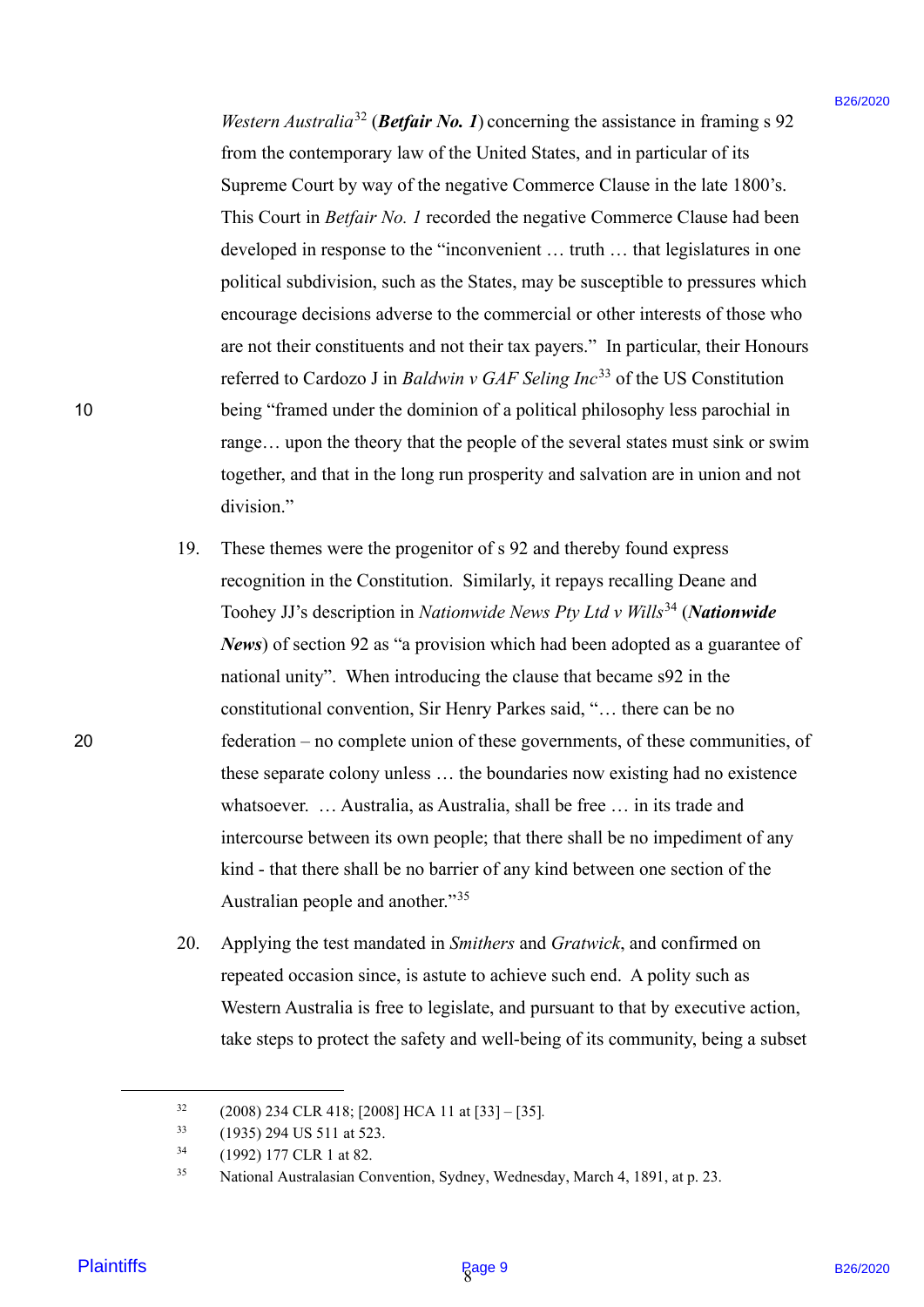*Western Australia*[32] (***Betfair No. 1***) concerning the assistance in framing s 92 from the contemporary law of the United States, and in particular of its Supreme Court by way of the negative Commerce Clause in the late 1800's. This Court in *Betfair No. 1* recorded the negative Commerce Clause had been developed in response to the "inconvenient … truth … that legislatures in one political subdivision, such as the States, may be susceptible to pressures which encourage decisions adverse to the commercial or other interests of those who are not their constituents and not their tax payers." In particular, their Honours referred to Cardozo J in *Baldwin v GAF Seling Inc*[33] of the US Constitution being "framed under the dominion of a political philosophy less parochial in range… upon the theory that the people of the several states must sink or swim together, and that in the long run prosperity and salvation are in union and not division."

19. These themes were the progenitor of s 92 and thereby found express recognition in the Constitution. Similarly, it repays recalling Deane and Toohey JJ's description in *Nationwide News Pty Ltd v Wills*[34] (***Nationwide News***) of section 92 as "a provision which had been adopted as a guarantee of national unity". When introducing the clause that became s92 in the constitutional convention, Sir Henry Parkes said, "… there can be no federation – no complete union of these governments, of these communities, of these separate colony unless … the boundaries now existing had no existence whatsoever. … Australia, as Australia, shall be free … in its trade and intercourse between its own people; that there shall be no impediment of any kind - that there shall be no barrier of any kind between one section of the Australian people and another."[35]

20. Applying the test mandated in *Smithers* and *Gratwick*, and confirmed on repeated occasion since, is astute to achieve such end. A polity such as Western Australia is free to legislate, and pursuant to that by executive action, take steps to protect the safety and well-being of its community, being a subset

---

[32] (2008) 234 CLR 418; [2008] HCA 11 at [33] – [35].

[33] (1935) 294 US 511 at 523.

[34] (1992) 177 CLR 1 at 82.

[35] National Australasian Convention, Sydney, Wednesday, March 4, 1891, at p. 23.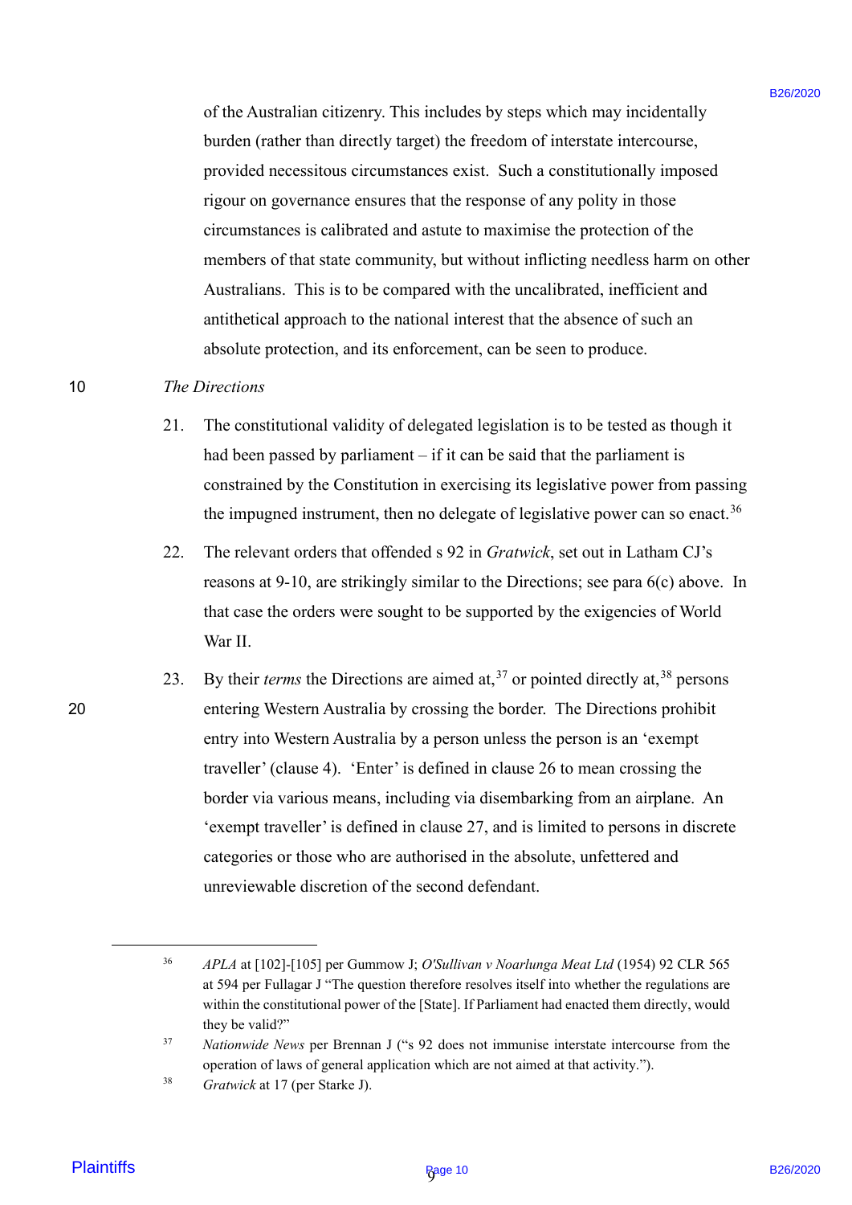of the Australian citizenry. This includes by steps which may incidentally burden (rather than directly target) the freedom of interstate intercourse, provided necessitous circumstances exist. Such a constitutionally imposed rigour on governance ensures that the response of any polity in those circumstances is calibrated and astute to maximise the protection of the members of that state community, but without inflicting needless harm on other Australians. This is to be compared with the uncalibrated, inefficient and antithetical approach to the national interest that the absence of such an absolute protection, and its enforcement, can be seen to produce.

*The Directions*

21. The constitutional validity of delegated legislation is to be tested as though it had been passed by parliament – if it can be said that the parliament is constrained by the Constitution in exercising its legislative power from passing the impugned instrument, then no delegate of legislative power can so enact.[36]

22. The relevant orders that offended s 92 in *Gratwick*, set out in Latham CJ's reasons at 9-10, are strikingly similar to the Directions; see para 6(c) above. In that case the orders were sought to be supported by the exigencies of World War II.

23. By their *terms* the Directions are aimed at,[37] or pointed directly at,[38] persons entering Western Australia by crossing the border. The Directions prohibit entry into Western Australia by a person unless the person is an 'exempt traveller' (clause 4). 'Enter' is defined in clause 26 to mean crossing the border via various means, including via disembarking from an airplane. An 'exempt traveller' is defined in clause 27, and is limited to persons in discrete categories or those who are authorised in the absolute, unfettered and unreviewable discretion of the second defendant.

---

[36] *APLA* at [102]-[105] per Gummow J; *O'Sullivan v Noarlunga Meat Ltd* (1954) 92 CLR 565 at 594 per Fullagar J "The question therefore resolves itself into whether the regulations are within the constitutional power of the [State]. If Parliament had enacted them directly, would they be valid?"

[37] *Nationwide News* per Brennan J ("s 92 does not immunise interstate intercourse from the operation of laws of general application which are not aimed at that activity.").

[38] *Gratwick* at 17 (per Starke J).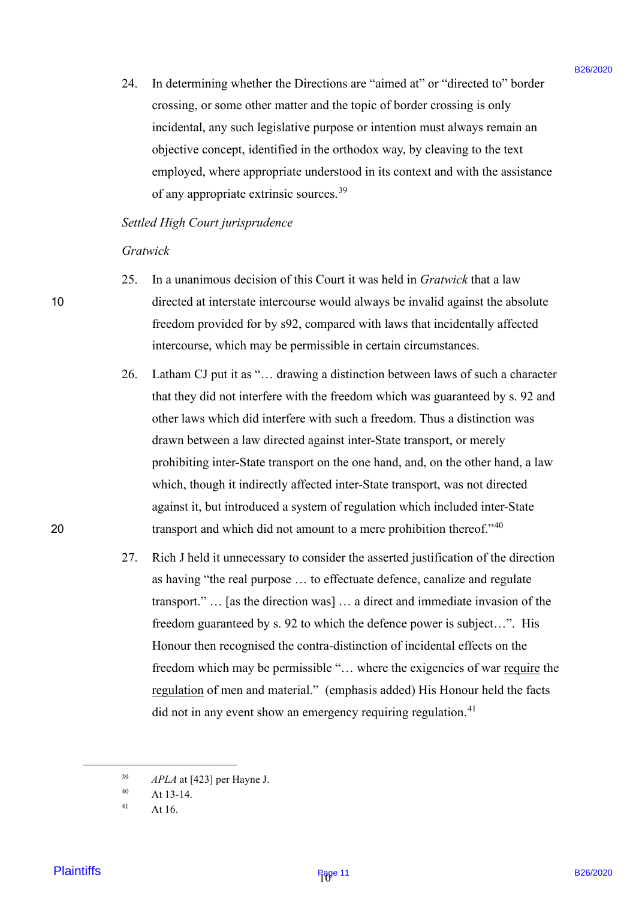24. In determining whether the Directions are "aimed at" or "directed to" border crossing, or some other matter and the topic of border crossing is only incidental, any such legislative purpose or intention must always remain an objective concept, identified in the orthodox way, by cleaving to the text employed, where appropriate understood in its context and with the assistance of any appropriate extrinsic sources.[39]

*Settled High Court jurisprudence*

*Gratwick*

25. In a unanimous decision of this Court it was held in *Gratwick* that a law directed at interstate intercourse would always be invalid against the absolute freedom provided for by s92, compared with laws that incidentally affected intercourse, which may be permissible in certain circumstances.

26. Latham CJ put it as "… drawing a distinction between laws of such a character that they did not interfere with the freedom which was guaranteed by s. 92 and other laws which did interfere with such a freedom. Thus a distinction was drawn between a law directed against inter-State transport, or merely prohibiting inter-State transport on the one hand, and, on the other hand, a law which, though it indirectly affected inter-State transport, was not directed against it, but introduced a system of regulation which included inter-State transport and which did not amount to a mere prohibition thereof."[40]

27. Rich J held it unnecessary to consider the asserted justification of the direction as having "the real purpose … to effectuate defence, canalize and regulate transport." … [as the direction was] … a direct and immediate invasion of the freedom guaranteed by s. 92 to which the defence power is subject…". His Honour then recognised the contra-distinction of incidental effects on the freedom which may be permissible "… where the exigencies of war <u>require</u> the <u>regulation</u> of men and material." (emphasis added) His Honour held the facts did not in any event show an emergency requiring regulation.[41]

---

[39] *APLA* at [423] per Hayne J.

[40] At 13-14.

[41] At 16.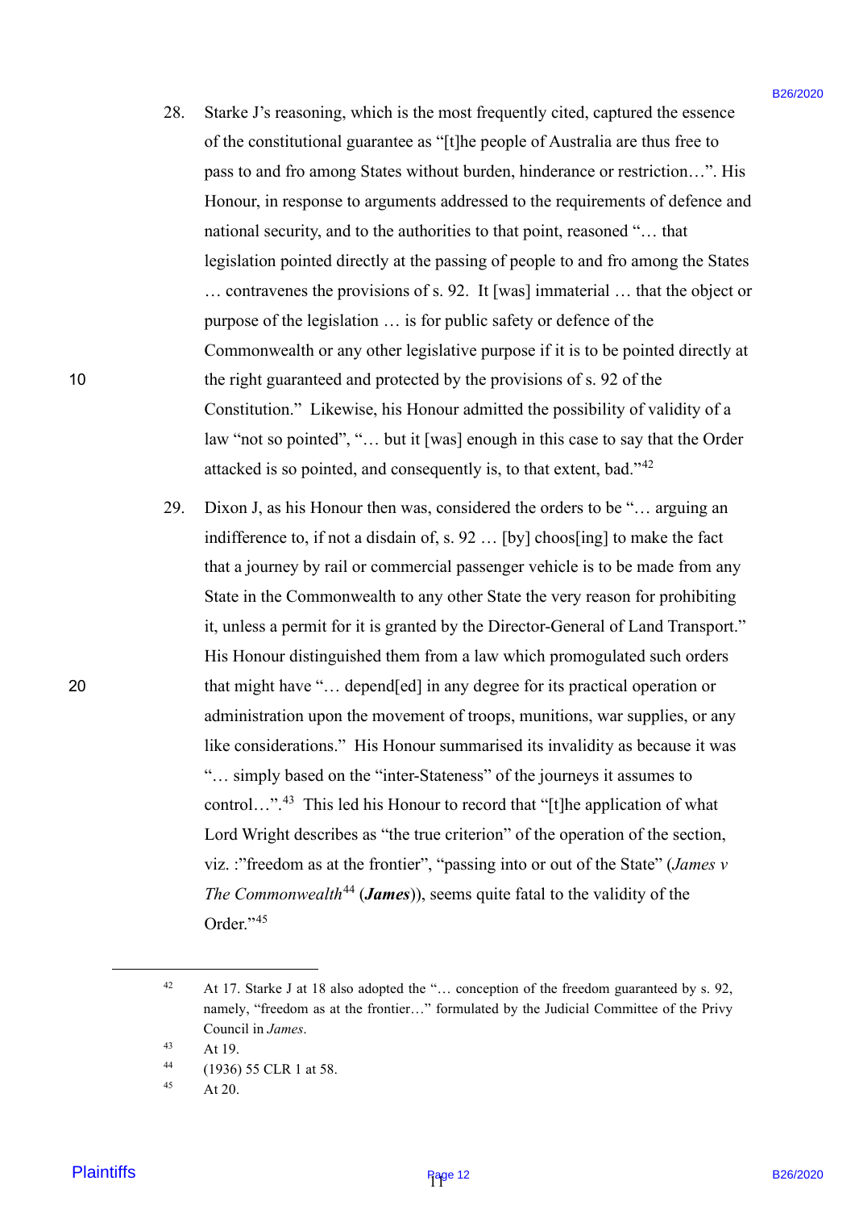28. Starke J's reasoning, which is the most frequently cited, captured the essence of the constitutional guarantee as "[t]he people of Australia are thus free to pass to and fro among States without burden, hinderance or restriction…". His Honour, in response to arguments addressed to the requirements of defence and national security, and to the authorities to that point, reasoned "… that legislation pointed directly at the passing of people to and fro among the States … contravenes the provisions of s. 92. It [was] immaterial … that the object or purpose of the legislation … is for public safety or defence of the Commonwealth or any other legislative purpose if it is to be pointed directly at the right guaranteed and protected by the provisions of s. 92 of the Constitution." Likewise, his Honour admitted the possibility of validity of a law "not so pointed", "… but it [was] enough in this case to say that the Order attacked is so pointed, and consequently is, to that extent, bad."[42]

29. Dixon J, as his Honour then was, considered the orders to be "… arguing an indifference to, if not a disdain of, s. 92 … [by] choos[ing] to make the fact that a journey by rail or commercial passenger vehicle is to be made from any State in the Commonwealth to any other State the very reason for prohibiting it, unless a permit for it is granted by the Director-General of Land Transport." His Honour distinguished them from a law which promogulated such orders that might have "… depend[ed] in any degree for its practical operation or administration upon the movement of troops, munitions, war supplies, or any like considerations." His Honour summarised its invalidity as because it was "… simply based on the "inter-Stateness" of the journeys it assumes to control…".[43] This led his Honour to record that "[t]he application of what Lord Wright describes as "the true criterion" of the operation of the section, viz. :"freedom as at the frontier", "passing into or out of the State" (*James v The Commonwealth*[44] (***James***)), seems quite fatal to the validity of the Order."[45]

---

[42] At 17. Starke J at 18 also adopted the "… conception of the freedom guaranteed by s. 92, namely, "freedom as at the frontier…" formulated by the Judicial Committee of the Privy Council in *James*.

[43] At 19.

[44] (1936) 55 CLR 1 at 58.

[45] At 20.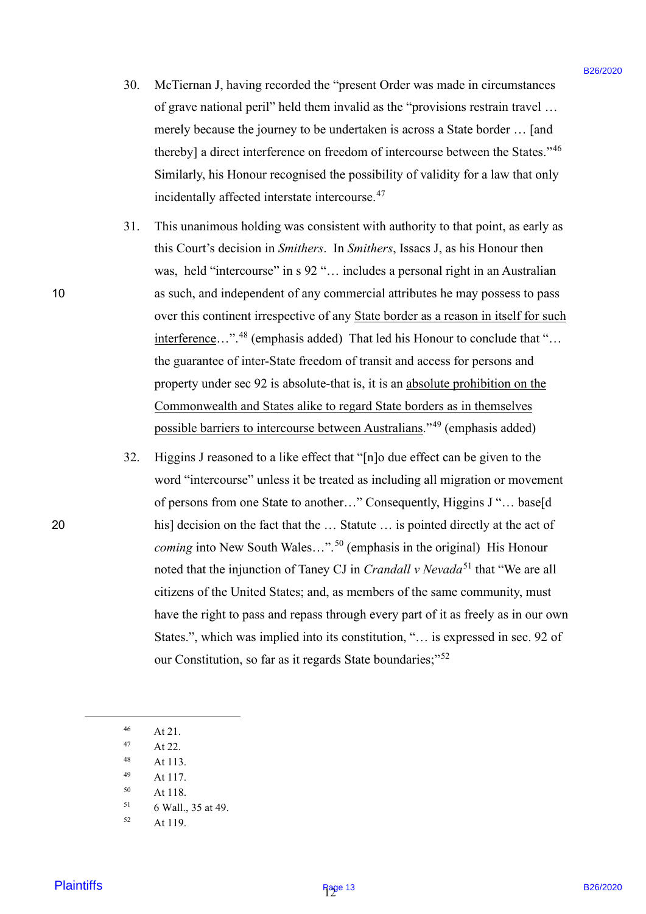30. McTiernan J, having recorded the "present Order was made in circumstances of grave national peril" held them invalid as the "provisions restrain travel … merely because the journey to be undertaken is across a State border … [and thereby] a direct interference on freedom of intercourse between the States."[46] Similarly, his Honour recognised the possibility of validity for a law that only incidentally affected interstate intercourse.[47]

31. This unanimous holding was consistent with authority to that point, as early as this Court's decision in *Smithers*. In *Smithers*, Isaacs J, as his Honour then was, held "intercourse" in s 92 "… includes a personal right in an Australian as such, and independent of any commercial attributes he may possess to pass over this continent irrespective of any <u>State border as a reason in itself for such interference</u>…".[48] (emphasis added) That led his Honour to conclude that "… the guarantee of inter-State freedom of transit and access for persons and property under sec 92 is absolute-that is, it is an <u>absolute prohibition on the Commonwealth and States alike to regard State borders as in themselves possible barriers to intercourse between Australians</u>."[49] (emphasis added)

32. Higgins J reasoned to a like effect that "[n]o due effect can be given to the word "intercourse" unless it be treated as including all migration or movement of persons from one State to another…" Consequently, Higgins J "… base[d his] decision on the fact that the … Statute … is pointed directly at the act of *coming* into New South Wales…".[50] (emphasis in the original) His Honour noted that the injunction of Taney CJ in *Crandall v Nevada*[51] that "We are all citizens of the United States; and, as members of the same community, must have the right to pass and repass through every part of it as freely as in our own States.", which was implied into its constitution, "… is expressed in sec. 92 of our Constitution, so far as it regards State boundaries;"[52]

---

[46] At 21.
[47] At 22.
[48] At 113.
[49] At 117.
[50] At 118.
[51] 6 Wall., 35 at 49.
[52] At 119.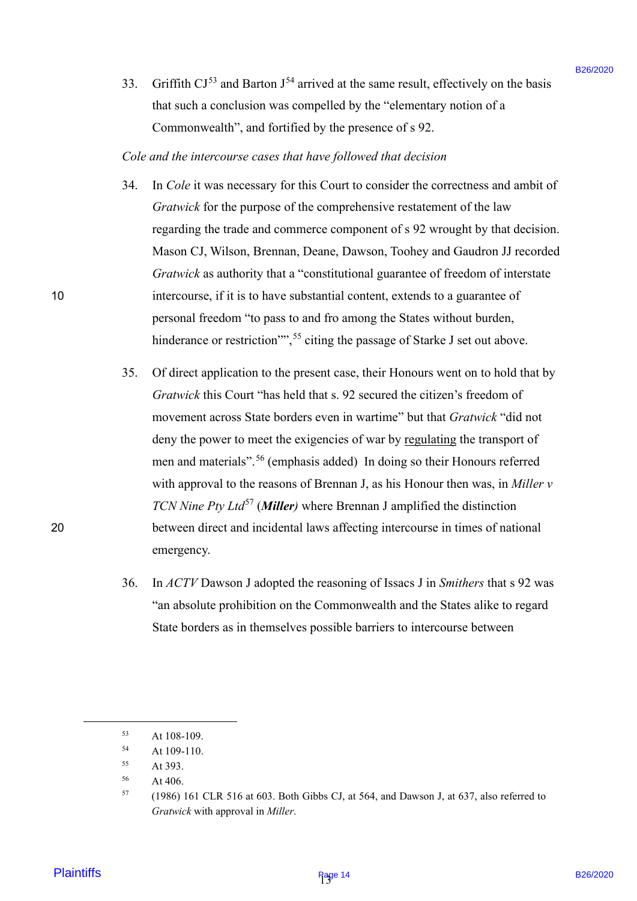33. Griffith CJ[53] and Barton J[54] arrived at the same result, effectively on the basis that such a conclusion was compelled by the "elementary notion of a Commonwealth", and fortified by the presence of s 92.

*Cole and the intercourse cases that have followed that decision*

34. In *Cole* it was necessary for this Court to consider the correctness and ambit of *Gratwick* for the purpose of the comprehensive restatement of the law regarding the trade and commerce component of s 92 wrought by that decision. Mason CJ, Wilson, Brennan, Deane, Dawson, Toohey and Gaudron JJ recorded *Gratwick* as authority that a "constitutional guarantee of freedom of interstate intercourse, if it is to have substantial content, extends to a guarantee of personal freedom "to pass to and fro among the States without burden, hinderance or restriction"",[55] citing the passage of Starke J set out above.

35. Of direct application to the present case, their Honours went on to hold that by *Gratwick* this Court "has held that s. 92 secured the citizen's freedom of movement across State borders even in wartime" but that *Gratwick* "did not deny the power to meet the exigencies of war by <u>regulating</u> the transport of men and materials".[56] (emphasis added) In doing so their Honours referred with approval to the reasons of Brennan J, as his Honour then was, in *Miller v TCN Nine Pty Ltd*[57] (***Miller***) where Brennan J amplified the distinction between direct and incidental laws affecting intercourse in times of national emergency.

36. In *ACTV* Dawson J adopted the reasoning of Issacs J in *Smithers* that s 92 was "an absolute prohibition on the Commonwealth and the States alike to regard State borders as in themselves possible barriers to intercourse between

---

[53] At 108-109.

[54] At 109-110.

[55] At 393.

[56] At 406.

[57] (1986) 161 CLR 516 at 603. Both Gibbs CJ, at 564, and Dawson J, at 637, also referred to *Gratwick* with approval in *Miller*.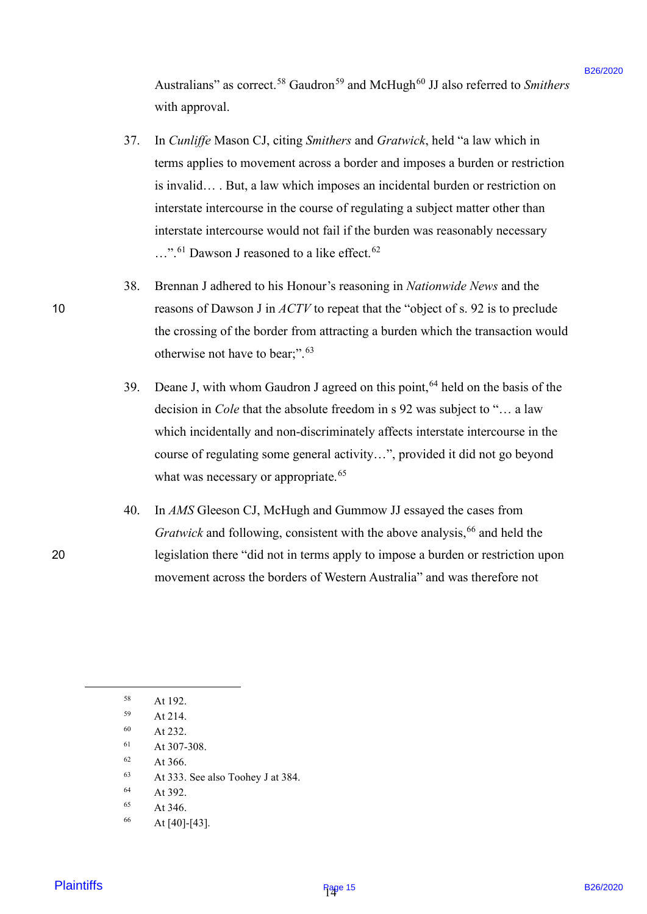Australians" as correct.[58] Gaudron[59] and McHugh[60] JJ also referred to *Smithers* with approval.

37. In *Cunliffe* Mason CJ, citing *Smithers* and *Gratwick*, held "a law which in terms applies to movement across a border and imposes a burden or restriction is invalid… . But, a law which imposes an incidental burden or restriction on interstate intercourse in the course of regulating a subject matter other than interstate intercourse would not fail if the burden was reasonably necessary …".[61] Dawson J reasoned to a like effect.[62]

38. Brennan J adhered to his Honour's reasoning in *Nationwide News* and the reasons of Dawson J in *ACTV* to repeat that the "object of s. 92 is to preclude the crossing of the border from attracting a burden which the transaction would otherwise not have to bear;".[63]

39. Deane J, with whom Gaudron J agreed on this point,[64] held on the basis of the decision in *Cole* that the absolute freedom in s 92 was subject to "… a law which incidentally and non-discriminately affects interstate intercourse in the course of regulating some general activity…", provided it did not go beyond what was necessary or appropriate.[65]

40. In *AMS* Gleeson CJ, McHugh and Gummow JJ essayed the cases from *Gratwick* and following, consistent with the above analysis,[66] and held the legislation there "did not in terms apply to impose a burden or restriction upon movement across the borders of Western Australia" and was therefore not

---

[58] At 192.
[59] At 214.
[60] At 232.
[61] At 307-308.
[62] At 366.
[63] At 333. See also Toohey J at 384.
[64] At 392.
[65] At 346.
[66] At [40]-[43].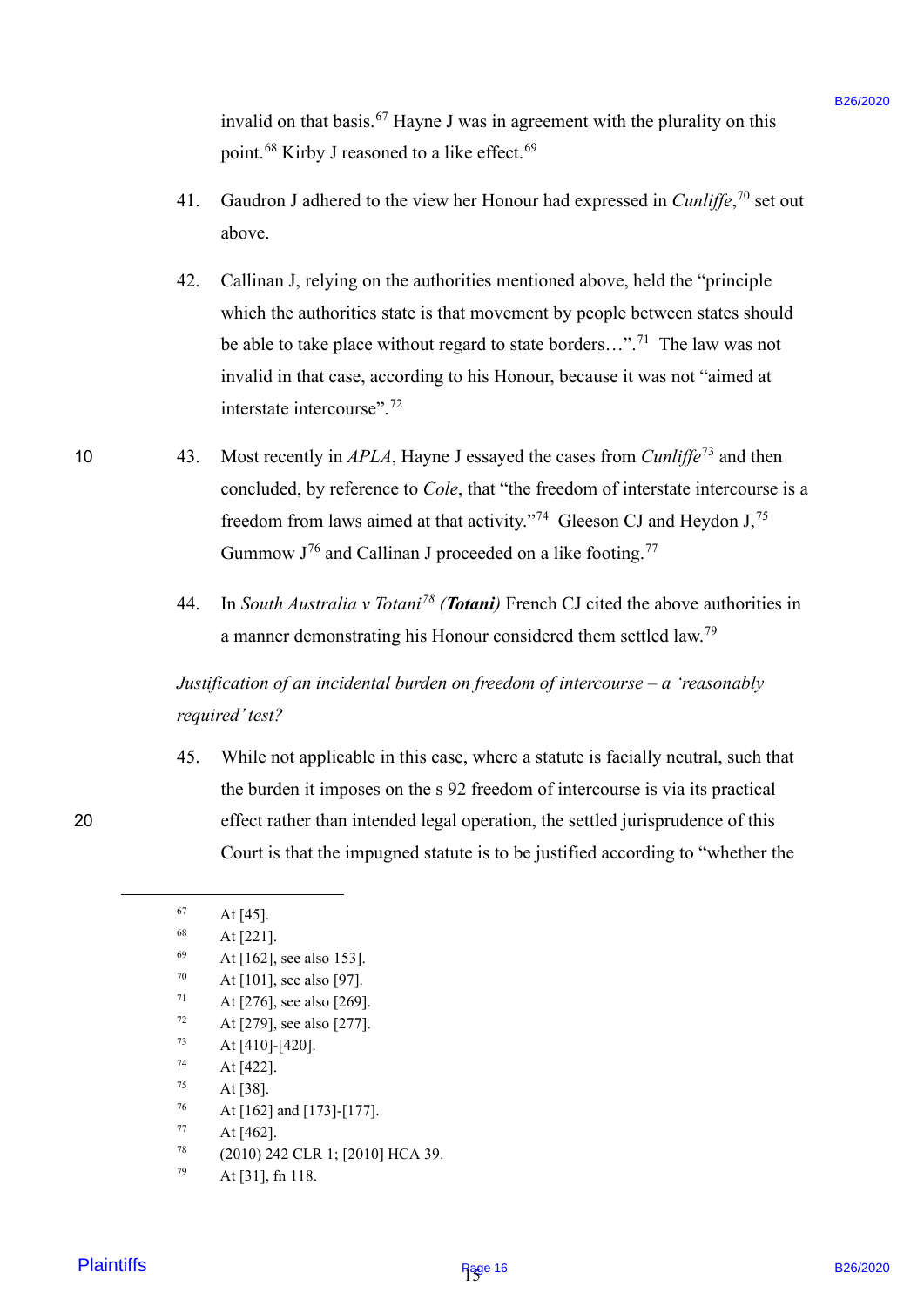invalid on that basis.[67] Hayne J was in agreement with the plurality on this point.[68] Kirby J reasoned to a like effect.[69]

41. Gaudron J adhered to the view her Honour had expressed in *Cunliffe*,[70] set out above.

42. Callinan J, relying on the authorities mentioned above, held the "principle which the authorities state is that movement by people between states should be able to take place without regard to state borders…".[71] The law was not invalid in that case, according to his Honour, because it was not "aimed at interstate intercourse".[72]

43. Most recently in *APLA*, Hayne J essayed the cases from *Cunliffe*[73] and then concluded, by reference to *Cole*, that "the freedom of interstate intercourse is a freedom from laws aimed at that activity."[74] Gleeson CJ and Heydon J,[75] Gummow J[76] and Callinan J proceeded on a like footing.[77]

44. In *South Australia v Totani*[78] ***(Totani)*** French CJ cited the above authorities in a manner demonstrating his Honour considered them settled law.[79]

*Justification of an incidental burden on freedom of intercourse – a 'reasonably required' test?*

45. While not applicable in this case, where a statute is facially neutral, such that the burden it imposes on the s 92 freedom of intercourse is via its practical effect rather than intended legal operation, the settled jurisprudence of this Court is that the impugned statute is to be justified according to "whether the

---

[67] At [45].

[68] At [221].

[69] At [162], see also 153].

[70] At [101], see also [97].

[71] At [276], see also [269].

[72] At [279], see also [277].

[73] At [410]-[420].

[74] At [422].

[75] At [38].

[76] At [162] and [173]-[177].

[77] At [462].

[78] (2010) 242 CLR 1; [2010] HCA 39.

[79] At [31], fn 118.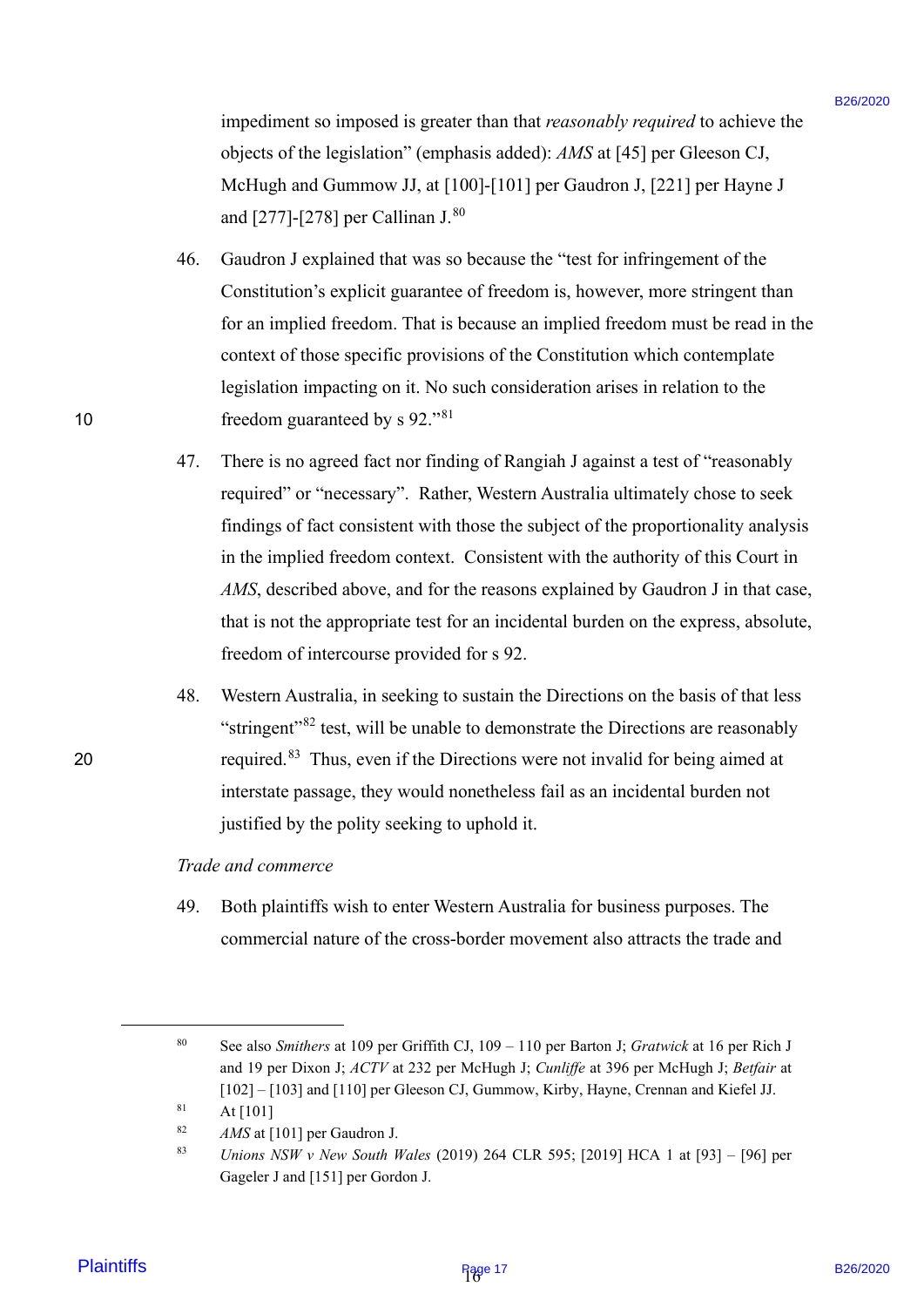impediment so imposed is greater than that *reasonably required* to achieve the objects of the legislation" (emphasis added): *AMS* at [45] per Gleeson CJ, McHugh and Gummow JJ, at [100]-[101] per Gaudron J, [221] per Hayne J and [277]-[278] per Callinan J.[80]

46. Gaudron J explained that was so because the "test for infringement of the Constitution's explicit guarantee of freedom is, however, more stringent than for an implied freedom. That is because an implied freedom must be read in the context of those specific provisions of the Constitution which contemplate legislation impacting on it. No such consideration arises in relation to the freedom guaranteed by s 92."[81]

47. There is no agreed fact nor finding of Rangiah J against a test of "reasonably required" or "necessary". Rather, Western Australia ultimately chose to seek findings of fact consistent with those the subject of the proportionality analysis in the implied freedom context. Consistent with the authority of this Court in *AMS*, described above, and for the reasons explained by Gaudron J in that case, that is not the appropriate test for an incidental burden on the express, absolute, freedom of intercourse provided for s 92.

48. Western Australia, in seeking to sustain the Directions on the basis of that less "stringent"[82] test, will be unable to demonstrate the Directions are reasonably required.[83] Thus, even if the Directions were not invalid for being aimed at interstate passage, they would nonetheless fail as an incidental burden not justified by the polity seeking to uphold it.

*Trade and commerce*

49. Both plaintiffs wish to enter Western Australia for business purposes. The commercial nature of the cross-border movement also attracts the trade and

---

[80] See also *Smithers* at 109 per Griffith CJ, 109 – 110 per Barton J; *Gratwick* at 16 per Rich J and 19 per Dixon J; *ACTV* at 232 per McHugh J; *Cunliffe* at 396 per McHugh J; *Betfair* at [102] – [103] and [110] per Gleeson CJ, Gummow, Kirby, Hayne, Crennan and Kiefel JJ.

[81] At [101]

[82] *AMS* at [101] per Gaudron J.

[83] *Unions NSW v New South Wales* (2019) 264 CLR 595; [2019] HCA 1 at [93] – [96] per Gageler J and [151] per Gordon J.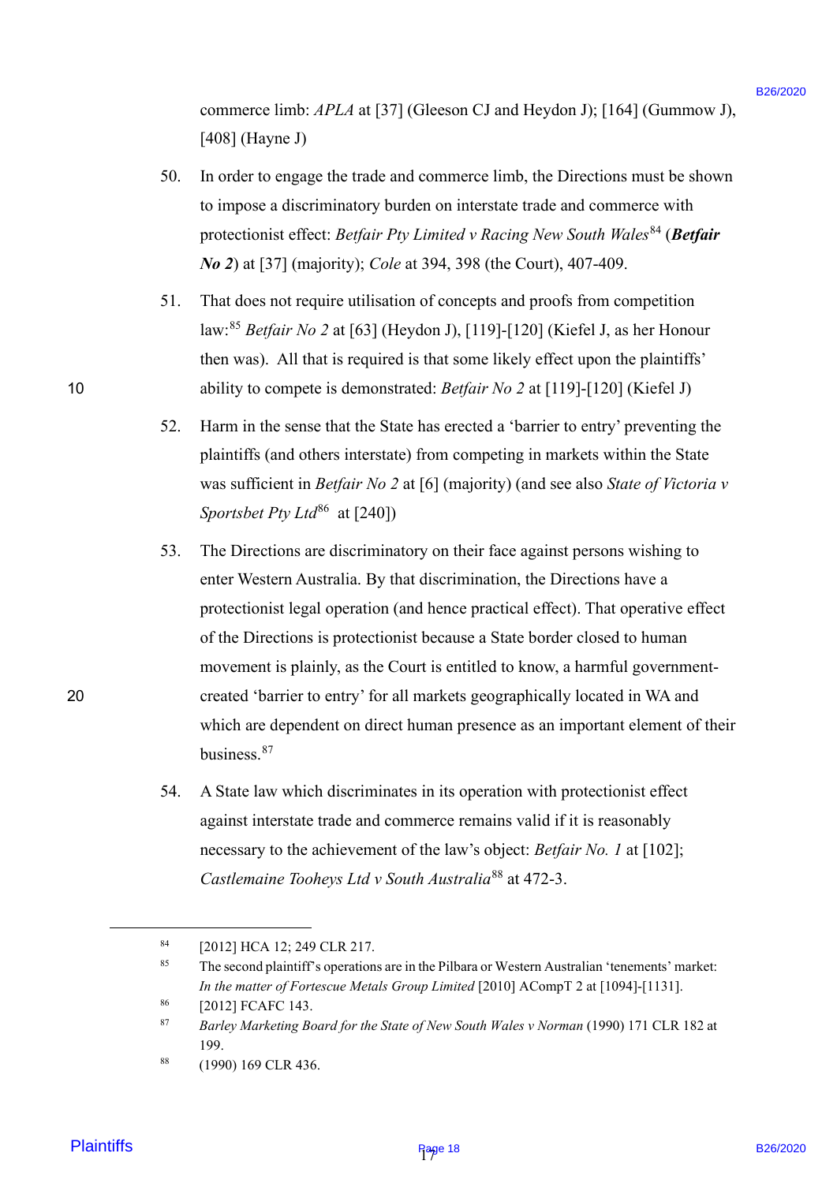commerce limb: *APLA* at [37] (Gleeson CJ and Heydon J); [164] (Gummow J), [408] (Hayne J)

50. In order to engage the trade and commerce limb, the Directions must be shown to impose a discriminatory burden on interstate trade and commerce with protectionist effect: *Betfair Pty Limited v Racing New South Wales*[84] (***Betfair No 2***) at [37] (majority); *Cole* at 394, 398 (the Court), 407-409.

51. That does not require utilisation of concepts and proofs from competition law:[85] *Betfair No 2* at [63] (Heydon J), [119]-[120] (Kiefel J, as her Honour then was). All that is required is that some likely effect upon the plaintiffs' ability to compete is demonstrated: *Betfair No 2* at [119]-[120] (Kiefel J)

52. Harm in the sense that the State has erected a 'barrier to entry' preventing the plaintiffs (and others interstate) from competing in markets within the State was sufficient in *Betfair No 2* at [6] (majority) (and see also *State of Victoria v Sportsbet Pty Ltd*[86] at [240])

53. The Directions are discriminatory on their face against persons wishing to enter Western Australia. By that discrimination, the Directions have a protectionist legal operation (and hence practical effect). That operative effect of the Directions is protectionist because a State border closed to human movement is plainly, as the Court is entitled to know, a harmful government-created 'barrier to entry' for all markets geographically located in WA and which are dependent on direct human presence as an important element of their business.[87]

54. A State law which discriminates in its operation with protectionist effect against interstate trade and commerce remains valid if it is reasonably necessary to the achievement of the law's object: *Betfair No. 1* at [102]; *Castlemaine Tooheys Ltd v South Australia*[88] at 472-3.

---

[84] [2012] HCA 12; 249 CLR 217.

[85] The second plaintiff's operations are in the Pilbara or Western Australian 'tenements' market: *In the matter of Fortescue Metals Group Limited* [2010] ACompT 2 at [1094]-[1131].

[86] [2012] FCAFC 143.

[87] *Barley Marketing Board for the State of New South Wales v Norman* (1990) 171 CLR 182 at 199.

[88] (1990) 169 CLR 436.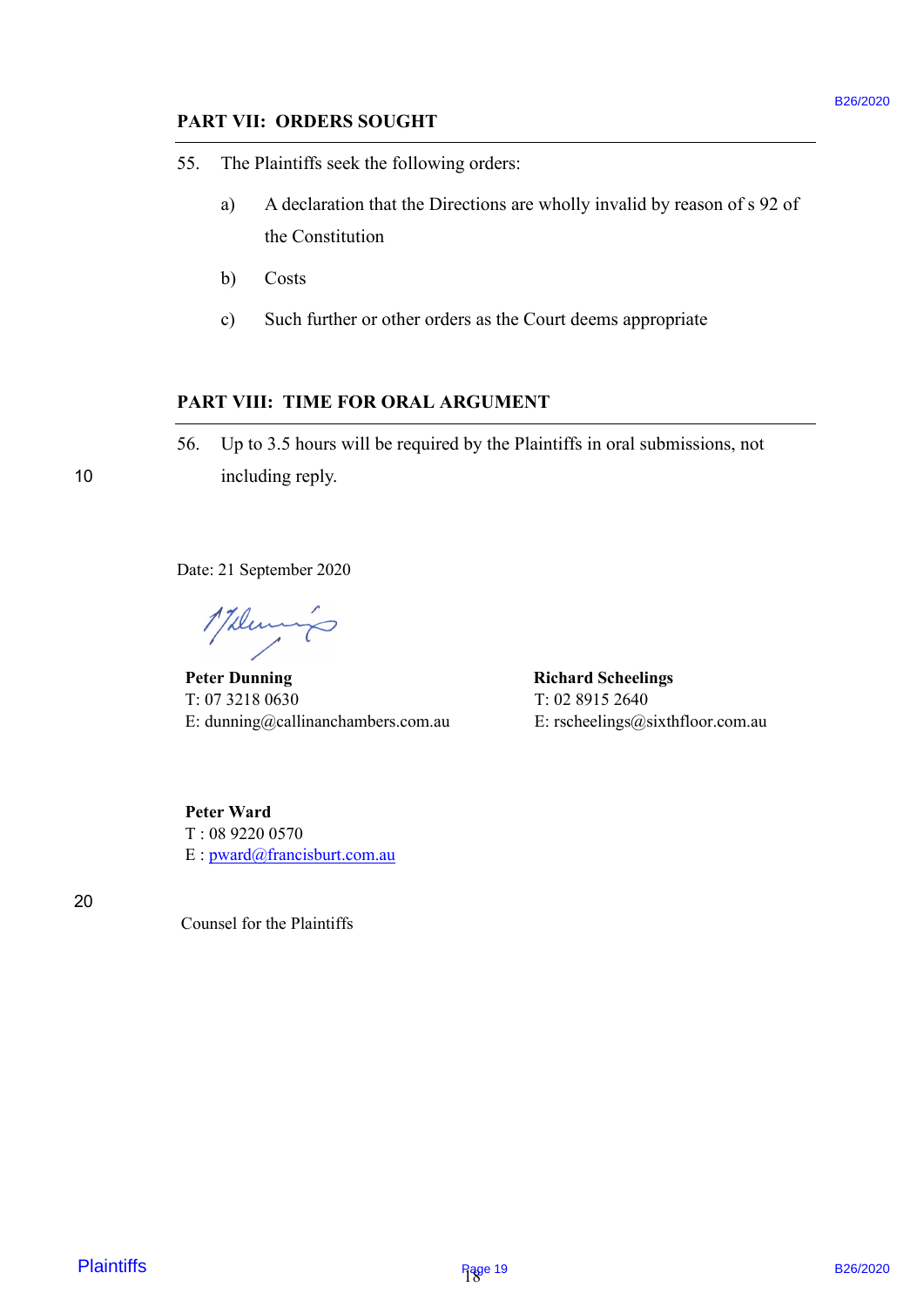## PART VII: ORDERS SOUGHT

55. The Plaintiffs seek the following orders:

    a) A declaration that the Directions are wholly invalid by reason of s 92 of the Constitution

    b) Costs

    c) Such further or other orders as the Court deems appropriate

## PART VIII: TIME FOR ORAL ARGUMENT

56. Up to 3.5 hours will be required by the Plaintiffs in oral submissions, not including reply.

Date: 21 September 2020

**Peter Dunning**
T: 07 3218 0630
E: dunning@callinanchambers.com.au

**Richard Scheelings**
T: 02 8915 2640
E: rscheelings@sixthfloor.com.au

**Peter Ward**
T : 08 9220 0570
E : pward@francisburt.com.au

Counsel for the Plaintiffs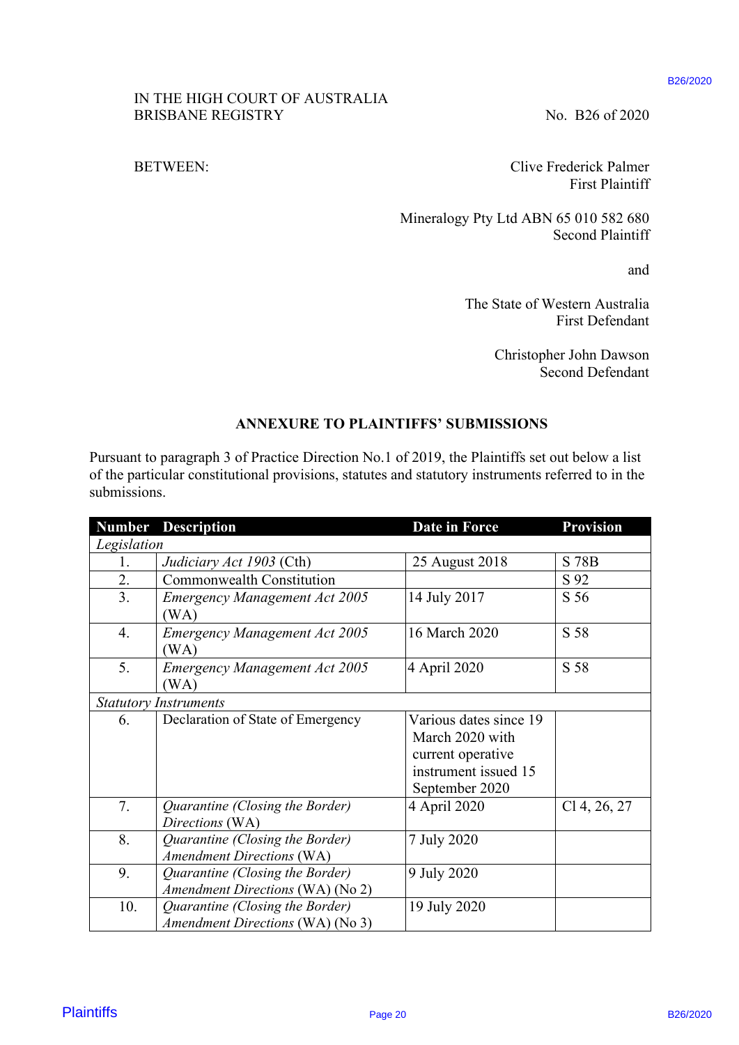IN THE HIGH COURT OF AUSTRALIA
BRISBANE REGISTRY

No. B26 of 2020

BETWEEN:

Clive Frederick Palmer
First Plaintiff

Mineralogy Pty Ltd ABN 65 010 582 680
Second Plaintiff

and

The State of Western Australia
First Defendant

Christopher John Dawson
Second Defendant

## ANNEXURE TO PLAINTIFFS' SUBMISSIONS

Pursuant to paragraph 3 of Practice Direction No.1 of 2019, the Plaintiffs set out below a list of the particular constitutional provisions, statutes and statutory instruments referred to in the submissions.

| Number | Description | Date in Force | Provision |
|---|---|---|---|
| *Legislation* | | | |
| 1. | *Judiciary Act 1903* (Cth) | 25 August 2018 | S 78B |
| 2. | Commonwealth Constitution | | S 92 |
| 3. | *Emergency Management Act 2005* (WA) | 14 July 2017 | S 56 |
| 4. | *Emergency Management Act 2005* (WA) | 16 March 2020 | S 58 |
| 5. | *Emergency Management Act 2005* (WA) | 4 April 2020 | S 58 |
| *Statutory Instruments* | | | |
| 6. | Declaration of State of Emergency | Various dates since 19 March 2020 with current operative instrument issued 15 September 2020 | |
| 7. | *Quarantine (Closing the Border) Directions* (WA) | 4 April 2020 | Cl 4, 26, 27 |
| 8. | *Quarantine (Closing the Border) Amendment Directions* (WA) | 7 July 2020 | |
| 9. | *Quarantine (Closing the Border) Amendment Directions* (WA) (No 2) | 9 July 2020 | |
| 10. | *Quarantine (Closing the Border) Amendment Directions* (WA) (No 3) | 19 July 2020 | |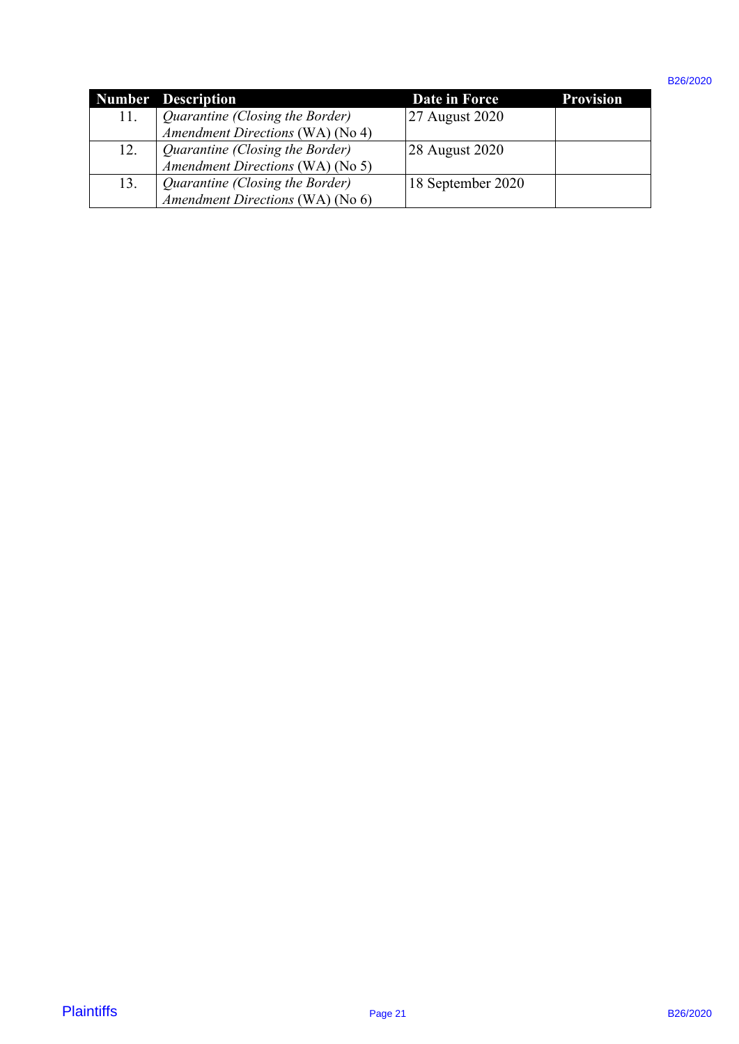| Number | Description | Date in Force | Provision |
| --- | --- | --- | --- |
| 11. | *Quarantine (Closing the Border) Amendment Directions* (WA) (No 4) | 27 August 2020 | |
| 12. | *Quarantine (Closing the Border) Amendment Directions* (WA) (No 5) | 28 August 2020 | |
| 13. | *Quarantine (Closing the Border) Amendment Directions* (WA) (No 6) | 18 September 2020 | |